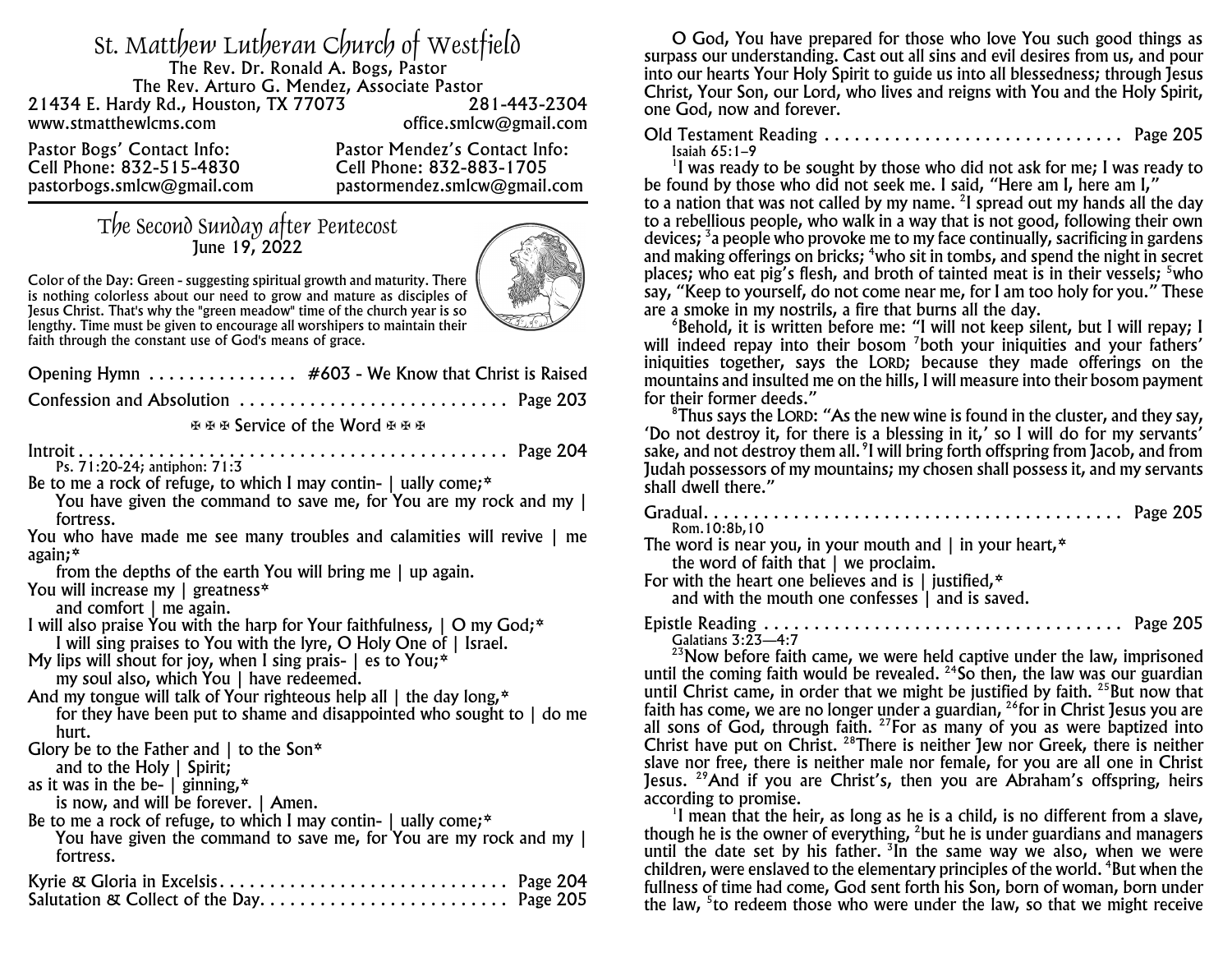# St. Matthew Lutheran Church of Westfield

The Rev. Dr. Ronald A. Bogs, Pastor
The Rev. Arturo G. Mendez, Associate Pastor
21434 E. Hardy Rd., Houston, TX 77073 281-443-2304
www.stmatthewlcms.com office.smlcw@gmail.com

Pastor Bogs' Contact Info:
Cell Phone: 832-515-4830
pastorbogs.smlcw@gmail.com

Pastor Mendez's Contact Info:
Cell Phone: 832-883-1705
pastormendez.smlcw@gmail.com

## The Second Sunday after Pentecost
June 19, 2022

Color of the Day: Green - suggesting spiritual growth and maturity. There is nothing colorless about our need to grow and mature as disciples of Jesus Christ. That's why the "green meadow" time of the church year is so lengthy. Time must be given to encourage all worshipers to maintain their faith through the constant use of God's means of grace.

Opening Hymn . . . . . . . . . . . . . . . #603 - We Know that Christ is Raised

Confession and Absolution . . . . . . . . . . . . . . . . . . . . . . . . . . . Page 203

✠ ✠ ✠ Service of the Word ✠ ✠ ✠

Introit . . . . . . . . . . . . . . . . . . . . . . . . . . . . . . . . . . . . . . . . . . . Page 204
Ps. 71:20-24; antiphon: 71:3

Be to me a rock of refuge, to which I may contin- | ually come;*
You have given the command to save me, for You are my rock and my | fortress.
You who have made me see many troubles and calamities will revive | me again;*
from the depths of the earth You will bring me | up again.
You will increase my | greatness*
and comfort | me again.
I will also praise You with the harp for Your faithfulness, | O my God;*
I will sing praises to You with the lyre, O Holy One of | Israel.
My lips will shout for joy, when I sing prais- | es to You;*
my soul also, which You | have redeemed.
And my tongue will talk of Your righteous help all | the day long,*
for they have been put to shame and disappointed who sought to | do me hurt.
Glory be to the Father and | to the Son*
and to the Holy | Spirit;
as it was in the be- | ginning,*
is now, and will be forever. | Amen.
Be to me a rock of refuge, to which I may contin- | ually come;*
You have given the command to save me, for You are my rock and my | fortress.

Kyrie & Gloria in Excelsis . . . . . . . . . . . . . . . . . . . . . . . . . . . . . Page 204
Salutation & Collect of the Day . . . . . . . . . . . . . . . . . . . . . . . . Page 205

O God, You have prepared for those who love You such good things as surpass our understanding. Cast out all sins and evil desires from us, and pour into our hearts Your Holy Spirit to guide us into all blessedness; through Jesus Christ, Your Son, our Lord, who lives and reigns with You and the Holy Spirit, one God, now and forever.

Old Testament Reading . . . . . . . . . . . . . . . . . . . . . . . . . . . . . . Page 205
Isaiah 65:1–9

[1]I was ready to be sought by those who did not ask for me; I was ready to be found by those who did not seek me. I said, "Here am I, here am I," to a nation that was not called by my name. [2]I spread out my hands all the day to a rebellious people, who walk in a way that is not good, following their own devices; [3]a people who provoke me to my face continually, sacrificing in gardens and making offerings on bricks; [4]who sit in tombs, and spend the night in secret places; who eat pig's flesh, and broth of tainted meat is in their vessels; [5]who say, "Keep to yourself, do not come near me, for I am too holy for you." These are a smoke in my nostrils, a fire that burns all the day.

[6]Behold, it is written before me: "I will not keep silent, but I will repay; I will indeed repay into their bosom [7]both your iniquities and your fathers' iniquities together, says the LORD; because they made offerings on the mountains and insulted me on the hills, I will measure into their bosom payment for their former deeds."

[8]Thus says the LORD: "As the new wine is found in the cluster, and they say, 'Do not destroy it, for there is a blessing in it,' so I will do for my servants' sake, and not destroy them all. [9]I will bring forth offspring from Jacob, and from Judah possessors of my mountains; my chosen shall possess it, and my servants shall dwell there."

Gradual . . . . . . . . . . . . . . . . . . . . . . . . . . . . . . . . . . . . . . . . . . Page 205
Rom.10:8b,10

The word is near you, in your mouth and | in your heart,*
the word of faith that | we proclaim.
For with the heart one believes and is | justified,*
and with the mouth one confesses | and is saved.

Epistle Reading . . . . . . . . . . . . . . . . . . . . . . . . . . . . . . . . . . . . Page 205
Galatians 3:23—4:7

[23]Now before faith came, we were held captive under the law, imprisoned until the coming faith would be revealed. [24]So then, the law was our guardian until Christ came, in order that we might be justified by faith. [25]But now that faith has come, we are no longer under a guardian, [26]for in Christ Jesus you are all sons of God, through faith. [27]For as many of you as were baptized into Christ have put on Christ. [28]There is neither Jew nor Greek, there is neither slave nor free, there is neither male nor female, for you are all one in Christ Jesus. [29]And if you are Christ's, then you are Abraham's offspring, heirs according to promise.

[1]I mean that the heir, as long as he is a child, is no different from a slave, though he is the owner of everything, [2]but he is under guardians and managers until the date set by his father. [3]In the same way we also, when we were children, were enslaved to the elementary principles of the world. [4]But when the fullness of time had come, God sent forth his Son, born of woman, born under the law, [5]to redeem those who were under the law, so that we might receive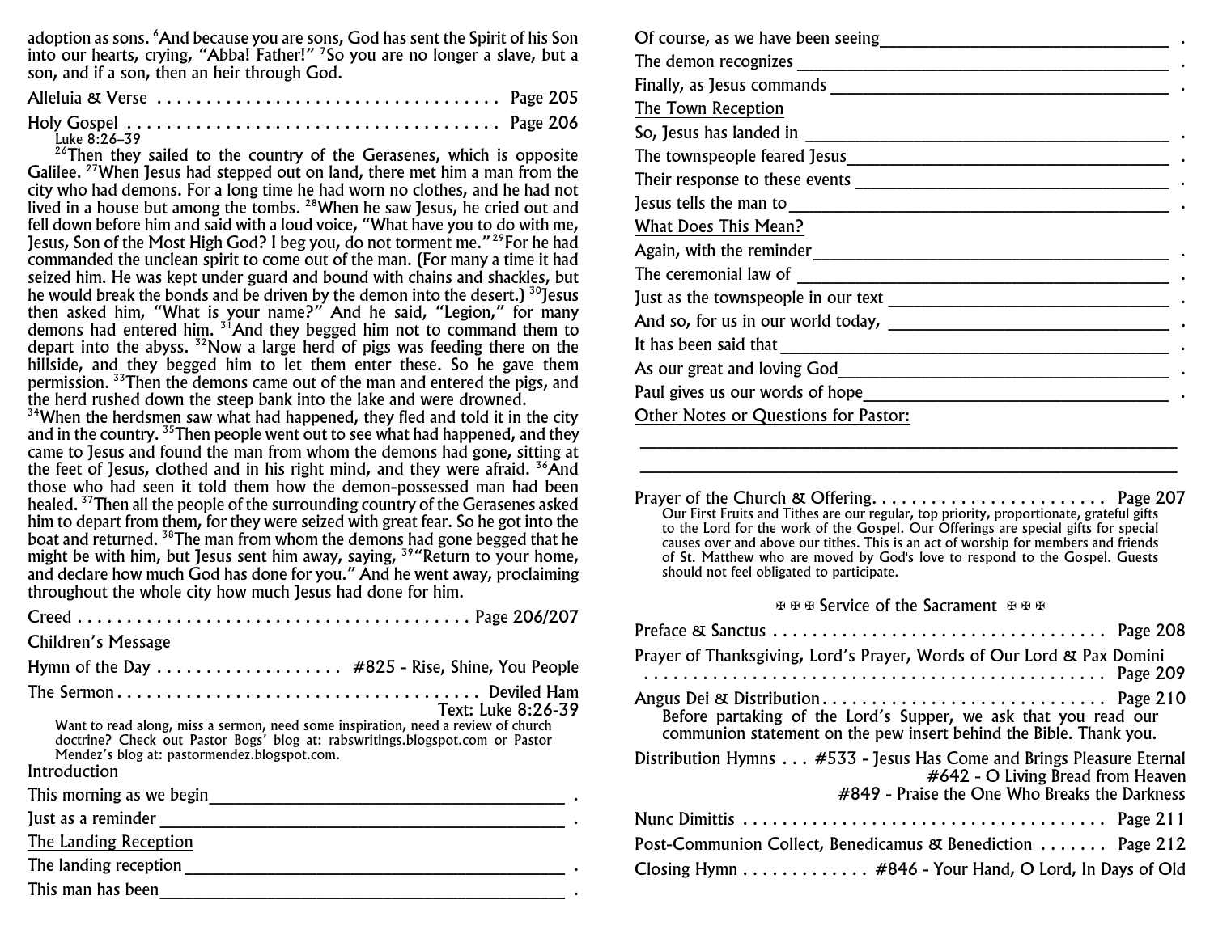adoption as sons. [6]And because you are sons, God has sent the Spirit of his Son into our hearts, crying, "Abba! Father!" [7]So you are no longer a slave, but a son, and if a son, then an heir through God.

Alleluia & Verse . . . . . . . . . . . . . . . . . . . . . . . . . . . . . . . . . . . Page 205

Holy Gospel . . . . . . . . . . . . . . . . . . . . . . . . . . . . . . . . . . . . . . Page 206

Luke 8:26–39

[26]Then they sailed to the country of the Gerasenes, which is opposite Galilee. [27]When Jesus had stepped out on land, there met him a man from the city who had demons. For a long time he had worn no clothes, and he had not lived in a house but among the tombs. [28]When he saw Jesus, he cried out and fell down before him and said with a loud voice, "What have you to do with me, Jesus, Son of the Most High God? I beg you, do not torment me." [29]For he had commanded the unclean spirit to come out of the man. (For many a time it had seized him. He was kept under guard and bound with chains and shackles, but he would break the bonds and be driven by the demon into the desert.) [30]Jesus then asked him, "What is your name?" And he said, "Legion," for many demons had entered him. [31]And they begged him not to command them to depart into the abyss. [32]Now a large herd of pigs was feeding there on the hillside, and they begged him to let them enter these. So he gave them permission. [33]Then the demons came out of the man and entered the pigs, and the herd rushed down the steep bank into the lake and were drowned.

[34]When the herdsmen saw what had happened, they fled and told it in the city and in the country. [35]Then people went out to see what had happened, and they came to Jesus and found the man from whom the demons had gone, sitting at the feet of Jesus, clothed and in his right mind, and they were afraid. [36]And those who had seen it told them how the demon-possessed man had been healed. [37]Then all the people of the surrounding country of the Gerasenes asked him to depart from them, for they were seized with great fear. So he got into the boat and returned. [38]The man from whom the demons had gone begged that he might be with him, but Jesus sent him away, saying, [39]"Return to your home, and declare how much God has done for you." And he went away, proclaiming throughout the whole city how much Jesus had done for him.

Creed . . . . . . . . . . . . . . . . . . . . . . . . . . . . . . . . . . . . . . . . Page 206/207

Children's Message

Hymn of the Day . . . . . . . . . . . . . . . . . . . #825 - Rise, Shine, You People

The Sermon . . . . . . . . . . . . . . . . . . . . . . . . . . . . . . . . . . . . . Deviled Ham
Text: Luke 8:26-39

Want to read along, miss a sermon, need some inspiration, need a review of church doctrine? Check out Pastor Bogs' blog at: rabswritings.blogspot.com or Pastor Mendez's blog at: pastormendez.blogspot.com.

Introduction

This morning as we begin\_\_\_\_\_\_\_\_\_\_\_\_\_\_\_\_\_\_\_\_\_\_\_\_\_\_\_\_\_\_\_\_ .

Just as a reminder \_\_\_\_\_\_\_\_\_\_\_\_\_\_\_\_\_\_\_\_\_\_\_\_\_\_\_\_\_\_\_\_\_\_\_ .

The Landing Reception

The landing reception\_\_\_\_\_\_\_\_\_\_\_\_\_\_\_\_\_\_\_\_\_\_\_\_\_\_\_\_\_\_\_\_\_\_ .

This man has been\_\_\_\_\_\_\_\_\_\_\_\_\_\_\_\_\_\_\_\_\_\_\_\_\_\_\_\_\_\_\_\_\_\_\_\_ .

Of course, as we have been seeing\_\_\_\_\_\_\_\_\_\_\_\_\_\_\_\_\_\_\_\_\_\_\_\_\_\_ .

The demon recognizes \_\_\_\_\_\_\_\_\_\_\_\_\_\_\_\_\_\_\_\_\_\_\_\_\_\_\_\_\_\_\_\_\_ .

Finally, as Jesus commands \_\_\_\_\_\_\_\_\_\_\_\_\_\_\_\_\_\_\_\_\_\_\_\_\_\_\_\_\_\_ .

The Town Reception

So, Jesus has landed in \_\_\_\_\_\_\_\_\_\_\_\_\_\_\_\_\_\_\_\_\_\_\_\_\_\_\_\_\_\_\_\_ .

The townspeople feared Jesus\_\_\_\_\_\_\_\_\_\_\_\_\_\_\_\_\_\_\_\_\_\_\_\_\_\_\_\_\_ .

Their response to these events \_\_\_\_\_\_\_\_\_\_\_\_\_\_\_\_\_\_\_\_\_\_\_\_\_\_\_ .

Jesus tells the man to\_\_\_\_\_\_\_\_\_\_\_\_\_\_\_\_\_\_\_\_\_\_\_\_\_\_\_\_\_\_\_\_\_ .

What Does This Mean?

Again, with the reminder\_\_\_\_\_\_\_\_\_\_\_\_\_\_\_\_\_\_\_\_\_\_\_\_\_\_\_\_\_\_\_ .

The ceremonial law of \_\_\_\_\_\_\_\_\_\_\_\_\_\_\_\_\_\_\_\_\_\_\_\_\_\_\_\_\_\_\_\_\_ .

Just as the townspeople in our text \_\_\_\_\_\_\_\_\_\_\_\_\_\_\_\_\_\_\_\_\_\_\_\_ .

And so, for us in our world today, \_\_\_\_\_\_\_\_\_\_\_\_\_\_\_\_\_\_\_\_\_\_\_\_ .

It has been said that\_\_\_\_\_\_\_\_\_\_\_\_\_\_\_\_\_\_\_\_\_\_\_\_\_\_\_\_\_\_\_\_\_\_ .

As our great and loving God\_\_\_\_\_\_\_\_\_\_\_\_\_\_\_\_\_\_\_\_\_\_\_\_\_\_\_\_\_ .

Paul gives us our words of hope\_\_\_\_\_\_\_\_\_\_\_\_\_\_\_\_\_\_\_\_\_\_\_\_\_\_ .

Other Notes or Questions for Pastor:

\_\_\_\_\_\_\_\_\_\_\_\_\_\_\_\_\_\_\_\_\_\_\_\_\_\_\_\_\_\_\_\_\_\_\_\_\_\_\_\_\_\_\_\_\_\_\_\_\_\_

\_\_\_\_\_\_\_\_\_\_\_\_\_\_\_\_\_\_\_\_\_\_\_\_\_\_\_\_\_\_\_\_\_\_\_\_\_\_\_\_\_\_\_\_\_\_\_\_\_\_

Prayer of the Church & Offering. . . . . . . . . . . . . . . . . . . . . . . . Page 207

Our First Fruits and Tithes are our regular, top priority, proportionate, grateful gifts to the Lord for the work of the Gospel. Our Offerings are special gifts for special causes over and above our tithes. This is an act of worship for members and friends of St. Matthew who are moved by God's love to respond to the Gospel. Guests should not feel obligated to participate.

✠✠✠ Service of the Sacrament ✠✠✠

Preface & Sanctus . . . . . . . . . . . . . . . . . . . . . . . . . . . . . . . . . . Page 208

Prayer of Thanksgiving, Lord's Prayer, Words of Our Lord & Pax Domini . . . . . . . . . . . . . . . . . . . . . . . . . . . . . . . . . . . . . . . . . . . . . . Page 209

Angus Dei & Distribution . . . . . . . . . . . . . . . . . . . . . . . . . . . . Page 210

Before partaking of the Lord's Supper, we ask that you read our communion statement on the pew insert behind the Bible. Thank you.

Distribution Hymns . . . #533 - Jesus Has Come and Brings Pleasure Eternal
#642 - O Living Bread from Heaven
#849 - Praise the One Who Breaks the Darkness

Nunc Dimittis . . . . . . . . . . . . . . . . . . . . . . . . . . . . . . . . . . . . . Page 211

Post-Communion Collect, Benedicamus & Benediction . . . . . . . Page 212

Closing Hymn . . . . . . . . . . . . . #846 - Your Hand, O Lord, In Days of Old